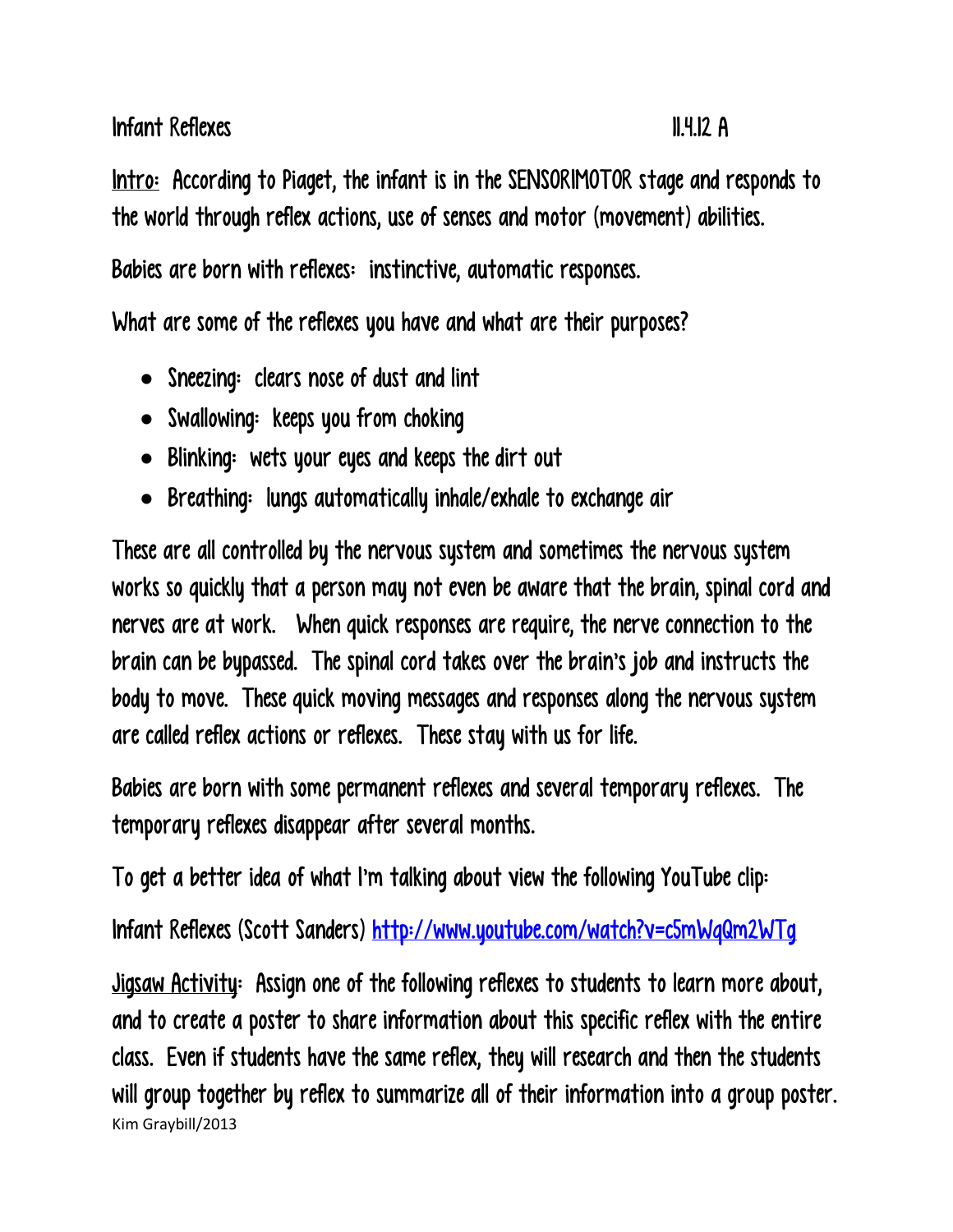Infant Reflexes 11.4.12 A

Intro: According to Piaget, the infant is in the SENSORIMOTOR stage and responds to the world through reflex actions, use of senses and motor (movement) abilities.

Babies are born with reflexes: instinctive, automatic responses.

What are some of the reflexes you have and what are their purposes?

- Sneezing: clears nose of dust and lint
- Swallowing: keeps you from choking
- Blinking: wets your eyes and keeps the dirt out
- Breathing: lungs automatically inhale/exhale to exchange air

These are all controlled by the nervous system and sometimes the nervous system works so quickly that a person may not even be aware that the brain, spinal cord and nerves are at work. When quick responses are require, the nerve connection to the brain can be bypassed. The spinal cord takes over the brain's job and instructs the body to move. These quick moving messages and responses along the nervous system are called reflex actions or reflexes. These stay with us for life.

Babies are born with some permanent reflexes and several temporary reflexes. The temporary reflexes disappear after several months.

To get a better idea of what I'm talking about view the following YouTube clip:

Infant Reflexes (Scott Sanders) http://www.youtube.com/watch?v=c5mWqQm2WTg

Jigsaw Activity: Assign one of the following reflexes to students to learn more about, and to create a poster to share information about this specific reflex with the entire class. Even if students have the same reflex, they will research and then the students will group together by reflex to summarize all of their information into a group poster.

Kim Graybill/2013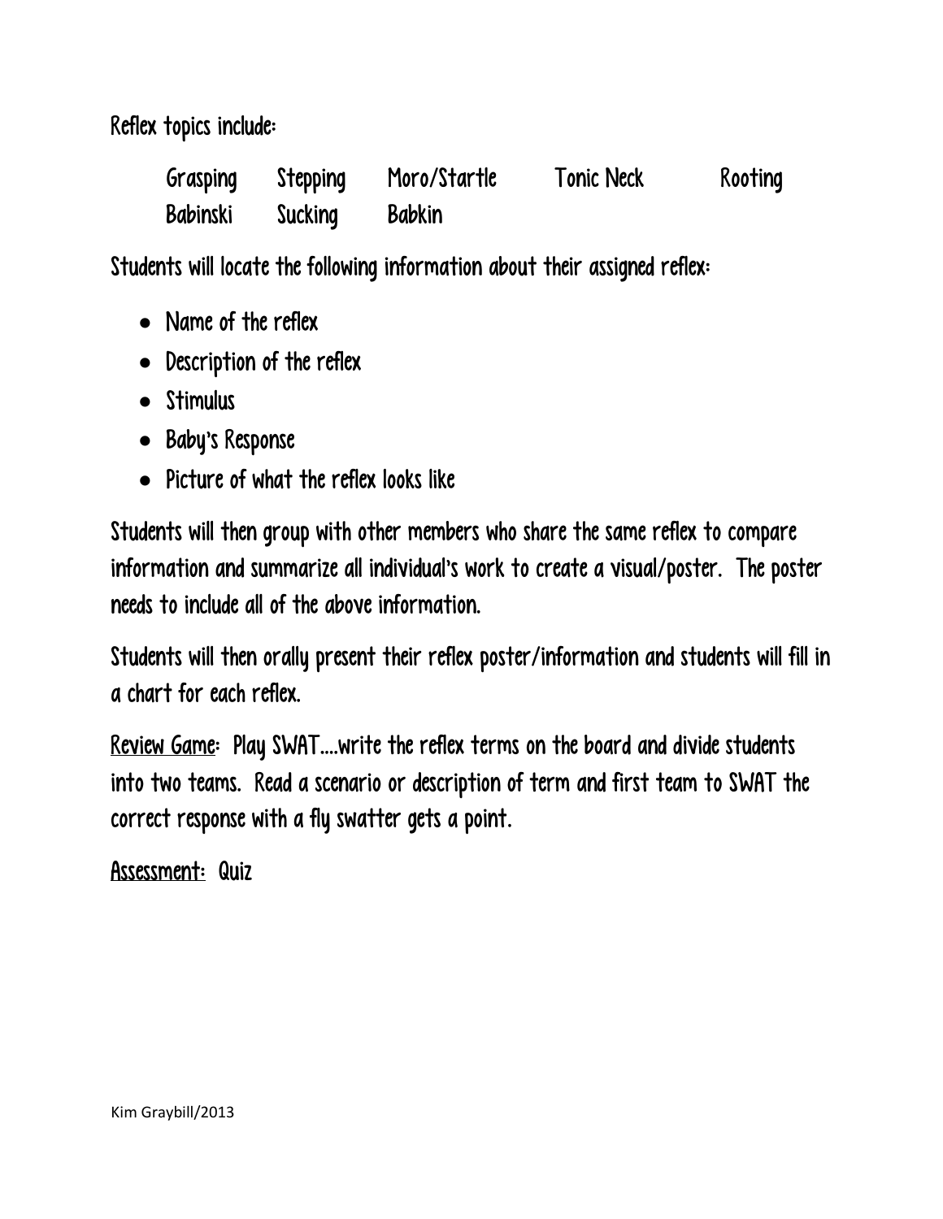Reflex topics include:

| Grasping | Stepping | Moro/Startle | Tonic Neck | Rooting |
|---|---|---|---|---|
| Babinski | Sucking | Babkin | | |

Students will locate the following information about their assigned reflex:

- Name of the reflex
- Description of the reflex
- Stimulus
- Baby's Response
- Picture of what the reflex looks like

Students will then group with other members who share the same reflex to compare information and summarize all individual's work to create a visual/poster. The poster needs to include all of the above information.

Students will then orally present their reflex poster/information and students will fill in a chart for each reflex.

Review Game: Play SWAT….write the reflex terms on the board and divide students into two teams. Read a scenario or description of term and first team to SWAT the correct response with a fly swatter gets a point.

Assessment: Quiz

Kim Graybill/2013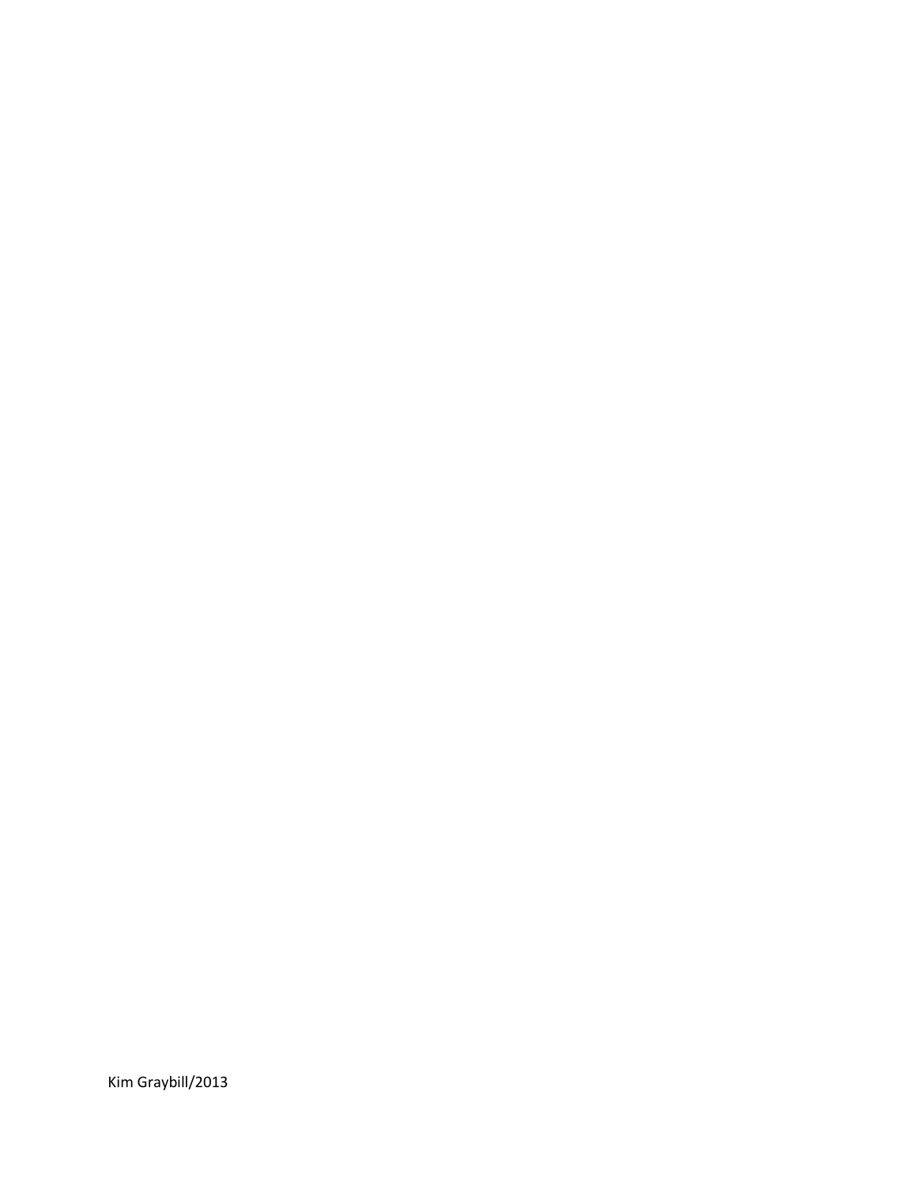Kim Graybill/2013